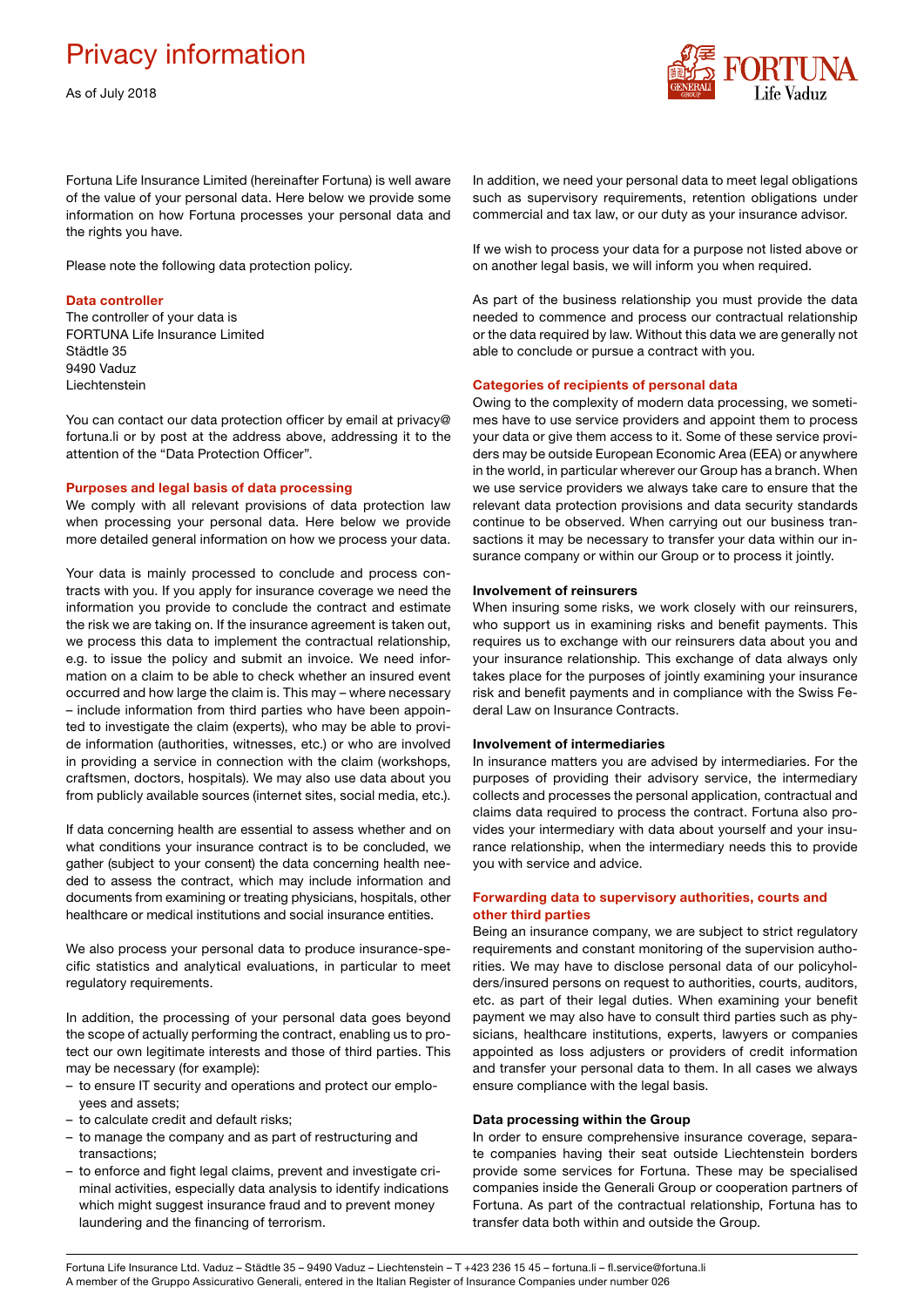# Privacy information

As of July 2018

Fortuna Life Insurance Limited (hereinafter Fortuna) is well aware of the value of your personal data. Here below we provide some information on how Fortuna processes your personal data and the rights you have.

Please note the following data protection policy.

### Data controller

The controller of your data is
FORTUNA Life Insurance Limited
Städtle 35
9490 Vaduz
Liechtenstein

You can contact our data protection officer by email at privacy@fortuna.li or by post at the address above, addressing it to the attention of the "Data Protection Officer".

### Purposes and legal basis of data processing

We comply with all relevant provisions of data protection law when processing your personal data. Here below we provide more detailed general information on how we process your data.

Your data is mainly processed to conclude and process contracts with you. If you apply for insurance coverage we need the information you provide to conclude the contract and estimate the risk we are taking on. If the insurance agreement is taken out, we process this data to implement the contractual relationship, e.g. to issue the policy and submit an invoice. We need information on a claim to be able to check whether an insured event occurred and how large the claim is. This may – where necessary – include information from third parties who have been appointed to investigate the claim (experts), who may be able to provide information (authorities, witnesses, etc.) or who are involved in providing a service in connection with the claim (workshops, craftsmen, doctors, hospitals). We may also use data about you from publicly available sources (internet sites, social media, etc.).

If data concerning health are essential to assess whether and on what conditions your insurance contract is to be concluded, we gather (subject to your consent) the data concerning health needed to assess the contract, which may include information and documents from examining or treating physicians, hospitals, other healthcare or medical institutions and social insurance entities.

We also process your personal data to produce insurance-specific statistics and analytical evaluations, in particular to meet regulatory requirements.

In addition, the processing of your personal data goes beyond the scope of actually performing the contract, enabling us to protect our own legitimate interests and those of third parties. This may be necessary (for example):

- to ensure IT security and operations and protect our employees and assets;
- to calculate credit and default risks;
- to manage the company and as part of restructuring and transactions;
- to enforce and fight legal claims, prevent and investigate criminal activities, especially data analysis to identify indications which might suggest insurance fraud and to prevent money laundering and the financing of terrorism.

In addition, we need your personal data to meet legal obligations such as supervisory requirements, retention obligations under commercial and tax law, or our duty as your insurance advisor.

If we wish to process your data for a purpose not listed above or on another legal basis, we will inform you when required.

As part of the business relationship you must provide the data needed to commence and process our contractual relationship or the data required by law. Without this data we are generally not able to conclude or pursue a contract with you.

### Categories of recipients of personal data

Owing to the complexity of modern data processing, we sometimes have to use service providers and appoint them to process your data or give them access to it. Some of these service providers may be outside European Economic Area (EEA) or anywhere in the world, in particular wherever our Group has a branch. When we use service providers we always take care to ensure that the relevant data protection provisions and data security standards continue to be observed. When carrying out our business transactions it may be necessary to transfer your data within our insurance company or within our Group or to process it jointly.

#### Involvement of reinsurers

When insuring some risks, we work closely with our reinsurers, who support us in examining risks and benefit payments. This requires us to exchange with our reinsurers data about you and your insurance relationship. This exchange of data always only takes place for the purposes of jointly examining your insurance risk and benefit payments and in compliance with the Swiss Federal Law on Insurance Contracts.

#### Involvement of intermediaries

In insurance matters you are advised by intermediaries. For the purposes of providing their advisory service, the intermediary collects and processes the personal application, contractual and claims data required to process the contract. Fortuna also provides your intermediary with data about yourself and your insurance relationship, when the intermediary needs this to provide you with service and advice.

### Forwarding data to supervisory authorities, courts and other third parties

Being an insurance company, we are subject to strict regulatory requirements and constant monitoring of the supervision authorities. We may have to disclose personal data of our policyholders/insured persons on request to authorities, courts, auditors, etc. as part of their legal duties. When examining your benefit payment we may also have to consult third parties such as physicians, healthcare institutions, experts, lawyers or companies appointed as loss adjusters or providers of credit information and transfer your personal data to them. In all cases we always ensure compliance with the legal basis.

#### Data processing within the Group

In order to ensure comprehensive insurance coverage, separate companies having their seat outside Liechtenstein borders provide some services for Fortuna. These may be specialised companies inside the Generali Group or cooperation partners of Fortuna. As part of the contractual relationship, Fortuna has to transfer data both within and outside the Group.

Fortuna Life Insurance Ltd. Vaduz – Städtle 35 – 9490 Vaduz – Liechtenstein – T +423 236 15 45 – fortuna.li – fl.service@fortuna.li
A member of the Gruppo Assicurativo Generali, entered in the Italian Register of Insurance Companies under number 026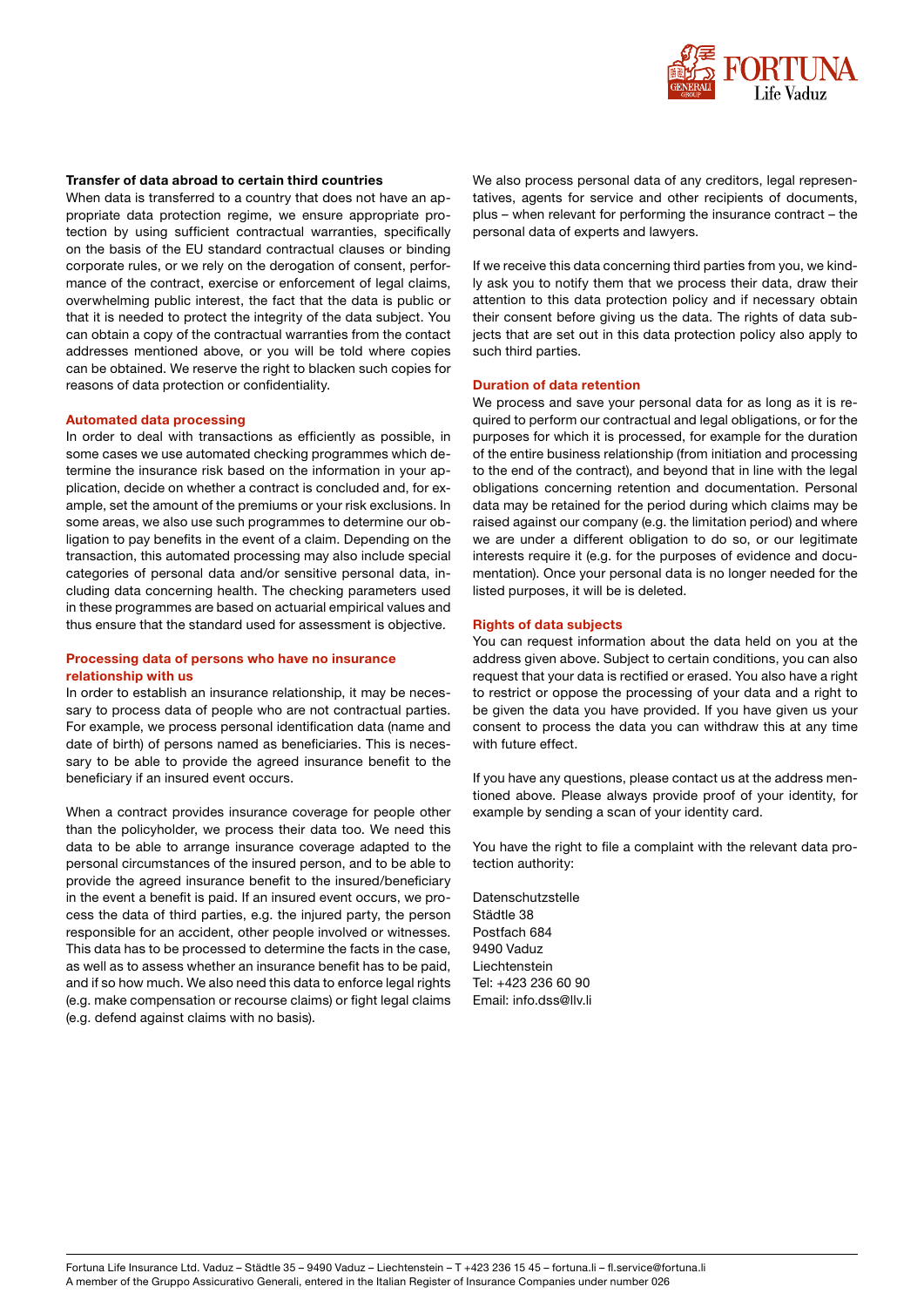### Transfer of data abroad to certain third countries

When data is transferred to a country that does not have an appropriate data protection regime, we ensure appropriate protection by using sufficient contractual warranties, specifically on the basis of the EU standard contractual clauses or binding corporate rules, or we rely on the derogation of consent, performance of the contract, exercise or enforcement of legal claims, overwhelming public interest, the fact that the data is public or that it is needed to protect the integrity of the data subject. You can obtain a copy of the contractual warranties from the contact addresses mentioned above, or you will be told where copies can be obtained. We reserve the right to blacken such copies for reasons of data protection or confidentiality.

### Automated data processing

In order to deal with transactions as efficiently as possible, in some cases we use automated checking programmes which determine the insurance risk based on the information in your application, decide on whether a contract is concluded and, for example, set the amount of the premiums or your risk exclusions. In some areas, we also use such programmes to determine our obligation to pay benefits in the event of a claim. Depending on the transaction, this automated processing may also include special categories of personal data and/or sensitive personal data, including data concerning health. The checking parameters used in these programmes are based on actuarial empirical values and thus ensure that the standard used for assessment is objective.

### Processing data of persons who have no insurance relationship with us

In order to establish an insurance relationship, it may be necessary to process data of people who are not contractual parties. For example, we process personal identification data (name and date of birth) of persons named as beneficiaries. This is necessary to be able to provide the agreed insurance benefit to the beneficiary if an insured event occurs.

When a contract provides insurance coverage for people other than the policyholder, we process their data too. We need this data to be able to arrange insurance coverage adapted to the personal circumstances of the insured person, and to be able to provide the agreed insurance benefit to the insured/beneficiary in the event a benefit is paid. If an insured event occurs, we process the data of third parties, e.g. the injured party, the person responsible for an accident, other people involved or witnesses. This data has to be processed to determine the facts in the case, as well as to assess whether an insurance benefit has to be paid, and if so how much. We also need this data to enforce legal rights (e.g. make compensation or recourse claims) or fight legal claims (e.g. defend against claims with no basis).

We also process personal data of any creditors, legal representatives, agents for service and other recipients of documents, plus – when relevant for performing the insurance contract – the personal data of experts and lawyers.

If we receive this data concerning third parties from you, we kindly ask you to notify them that we process their data, draw their attention to this data protection policy and if necessary obtain their consent before giving us the data. The rights of data subjects that are set out in this data protection policy also apply to such third parties.

### Duration of data retention

We process and save your personal data for as long as it is required to perform our contractual and legal obligations, or for the purposes for which it is processed, for example for the duration of the entire business relationship (from initiation and processing to the end of the contract), and beyond that in line with the legal obligations concerning retention and documentation. Personal data may be retained for the period during which claims may be raised against our company (e.g. the limitation period) and where we are under a different obligation to do so, or our legitimate interests require it (e.g. for the purposes of evidence and documentation). Once your personal data is no longer needed for the listed purposes, it will be is deleted.

### Rights of data subjects

You can request information about the data held on you at the address given above. Subject to certain conditions, you can also request that your data is rectified or erased. You also have a right to restrict or oppose the processing of your data and a right to be given the data you have provided. If you have given us your consent to process the data you can withdraw this at any time with future effect.

If you have any questions, please contact us at the address mentioned above. Please always provide proof of your identity, for example by sending a scan of your identity card.

You have the right to file a complaint with the relevant data protection authority:

Datenschutzstelle
Städtle 38
Postfach 684
9490 Vaduz
Liechtenstein
Tel: +423 236 60 90
Email: info.dss@llv.li